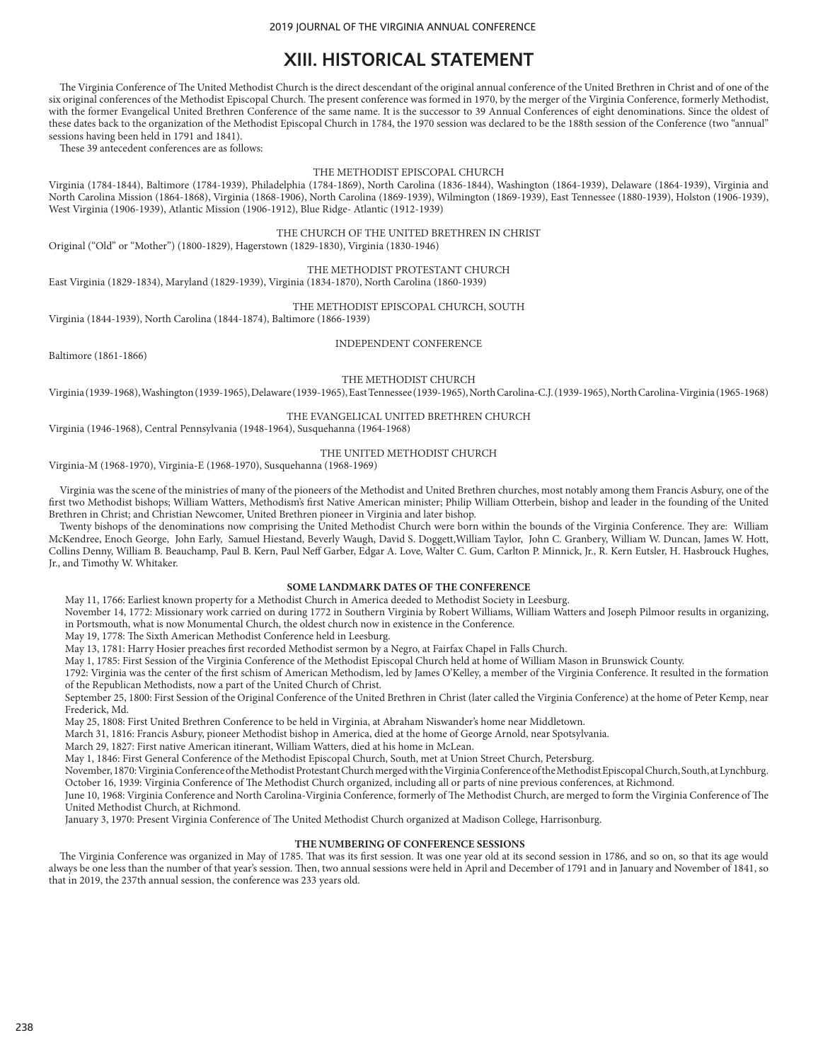# XIII. HISTORICAL STATEMENT

The Virginia Conference of The United Methodist Church is the direct descendant of the original annual conference of the United Brethren in Christ and of one of the six original conferences of the Methodist Episcopal Church. The present conference was formed in 1970, by the merger of the Virginia Conference, formerly Methodist, with the former Evangelical United Brethren Conference of the same name. It is the successor to 39 Annual Conferences of eight denominations. Since the oldest of these dates back to the organization of the Methodist Episcopal Church in 1784, the 1970 session was declared to be the 188th session of the Conference (two "annual" sessions having been held in 1791 and 1841).

These 39 antecedent conferences are as follows:

THE METHODIST EPISCOPAL CHURCH

Virginia (1784-1844), Baltimore (1784-1939), Philadelphia (1784-1869), North Carolina (1836-1844), Washington (1864-1939), Delaware (1864-1939), Virginia and North Carolina Mission (1864-1868), Virginia (1868-1906), North Carolina (1869-1939), Wilmington (1869-1939), East Tennessee (1880-1939), Holston (1906-1939), West Virginia (1906-1939), Atlantic Mission (1906-1912), Blue Ridge- Atlantic (1912-1939)

THE CHURCH OF THE UNITED BRETHREN IN CHRIST

Original ("Old" or "Mother") (1800-1829), Hagerstown (1829-1830), Virginia (1830-1946)

THE METHODIST PROTESTANT CHURCH

East Virginia (1829-1834), Maryland (1829-1939), Virginia (1834-1870), North Carolina (1860-1939)

THE METHODIST EPISCOPAL CHURCH, SOUTH

Virginia (1844-1939), North Carolina (1844-1874), Baltimore (1866-1939)

INDEPENDENT CONFERENCE

Baltimore (1861-1866)

THE METHODIST CHURCH

Virginia (1939-1968), Washington (1939-1965), Delaware (1939-1965), East Tennessee (1939-1965), North Carolina-C.J. (1939-1965), North Carolina-Virginia (1965-1968)

THE EVANGELICAL UNITED BRETHREN CHURCH

Virginia (1946-1968), Central Pennsylvania (1948-1964), Susquehanna (1964-1968)

THE UNITED METHODIST CHURCH

Virginia-M (1968-1970), Virginia-E (1968-1970), Susquehanna (1968-1969)

Virginia was the scene of the ministries of many of the pioneers of the Methodist and United Brethren churches, most notably among them Francis Asbury, one of the first two Methodist bishops; William Watters, Methodism's first Native American minister; Philip William Otterbein, bishop and leader in the founding of the United Brethren in Christ; and Christian Newcomer, United Brethren pioneer in Virginia and later bishop.

Twenty bishops of the denominations now comprising the United Methodist Church were born within the bounds of the Virginia Conference. They are: William McKendree, Enoch George, John Early, Samuel Hiestand, Beverly Waugh, David S. Doggett,William Taylor, John C. Granbery, William W. Duncan, James W. Hott, Collins Denny, William B. Beauchamp, Paul B. Kern, Paul Neff Garber, Edgar A. Love, Walter C. Gum, Carlton P. Minnick, Jr., R. Kern Eutsler, H. Hasbrouck Hughes, Jr., and Timothy W. Whitaker.

**SOME LANDMARK DATES OF THE CONFERENCE**

May 11, 1766: Earliest known property for a Methodist Church in America deeded to Methodist Society in Leesburg.

November 14, 1772: Missionary work carried on during 1772 in Southern Virginia by Robert Williams, William Watters and Joseph Pilmoor results in organizing, in Portsmouth, what is now Monumental Church, the oldest church now in existence in the Conference.

May 19, 1778: The Sixth American Methodist Conference held in Leesburg.

May 13, 1781: Harry Hosier preaches first recorded Methodist sermon by a Negro, at Fairfax Chapel in Falls Church.

May 1, 1785: First Session of the Virginia Conference of the Methodist Episcopal Church held at home of William Mason in Brunswick County.

1792: Virginia was the center of the first schism of American Methodism, led by James O'Kelley, a member of the Virginia Conference. It resulted in the formation of the Republican Methodists, now a part of the United Church of Christ.

September 25, 1800: First Session of the Original Conference of the United Brethren in Christ (later called the Virginia Conference) at the home of Peter Kemp, near Frederick, Md.

May 25, 1808: First United Brethren Conference to be held in Virginia, at Abraham Niswander's home near Middletown.

March 31, 1816: Francis Asbury, pioneer Methodist bishop in America, died at the home of George Arnold, near Spotsylvania.

March 29, 1827: First native American itinerant, William Watters, died at his home in McLean.

May 1, 1846: First General Conference of the Methodist Episcopal Church, South, met at Union Street Church, Petersburg.

November, 1870: Virginia Conference of the Methodist Protestant Church merged with the Virginia Conference of the Methodist Episcopal Church, South, at Lynchburg.

October 16, 1939: Virginia Conference of The Methodist Church organized, including all or parts of nine previous conferences, at Richmond.

June 10, 1968: Virginia Conference and North Carolina-Virginia Conference, formerly of The Methodist Church, are merged to form the Virginia Conference of The United Methodist Church, at Richmond.

January 3, 1970: Present Virginia Conference of The United Methodist Church organized at Madison College, Harrisonburg.

**THE NUMBERING OF CONFERENCE SESSIONS**

The Virginia Conference was organized in May of 1785. That was its first session. It was one year old at its second session in 1786, and so on, so that its age would always be one less than the number of that year's session. Then, two annual sessions were held in April and December of 1791 and in January and November of 1841, so that in 2019, the 237th annual session, the conference was 233 years old.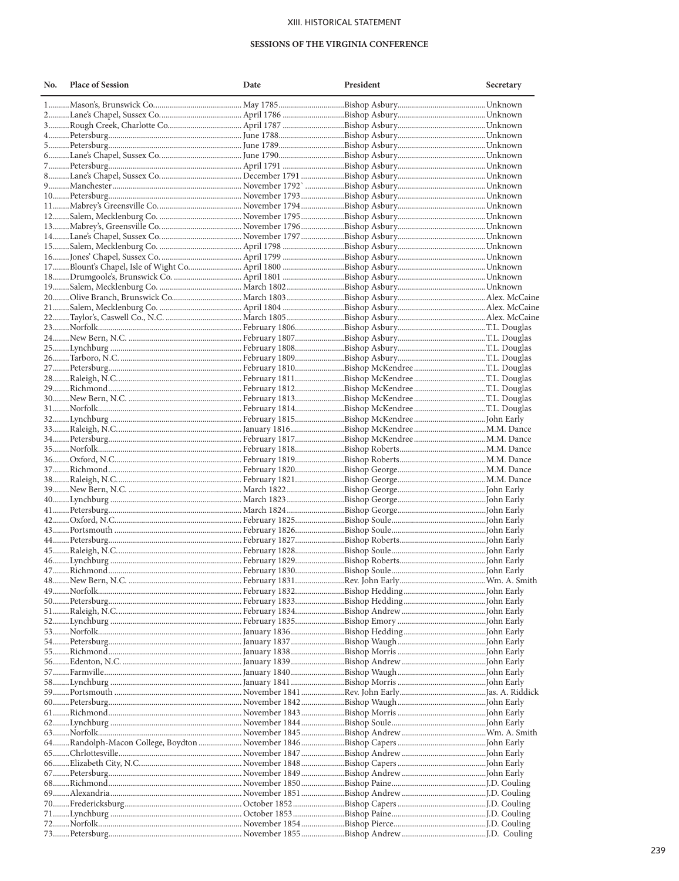XIII. HISTORICAL STATEMENT

## SESSIONS OF THE VIRGINIA CONFERENCE

| No. | Place of Session | Date | President | Secretary |
|---|---|---|---|---|
| 1 | Mason's, Brunswick Co. | May 1785 | Bishop Asbury | Unknown |
| 2 | Lane's Chapel, Sussex Co. | April 1786 | Bishop Asbury | Unknown |
| 3 | Rough Creek, Charlotte Co. | April 1787 | Bishop Asbury | Unknown |
| 4 | Petersburg | June 1788 | Bishop Asbury | Unknown |
| 5 | Petersburg | June 1789 | Bishop Asbury | Unknown |
| 6 | Lane's Chapel, Sussex Co. | June 1790 | Bishop Asbury | Unknown |
| 7 | Petersburg | April 1791 | Bishop Asbury | Unknown |
| 8 | Lane's Chapel, Sussex Co. | December 1791 | Bishop Asbury | Unknown |
| 9 | Manchester | November 1792` | Bishop Asbury | Unknown |
| 10 | Petersburg | November 1793 | Bishop Asbury | Unknown |
| 11 | Mabrey's Greensville Co. | November 1794 | Bishop Asbury | Unknown |
| 12 | Salem, Mecklenburg Co. | November 1795 | Bishop Asbury | Unknown |
| 13 | Mabrey's, Greensville Co. | November 1796 | Bishop Asbury | Unknown |
| 14 | Lane's Chapel, Sussex Co. | November 1797 | Bishop Asbury | Unknown |
| 15 | Salem, Mecklenburg Co. | April 1798 | Bishop Asbury | Unknown |
| 16 | Jones' Chapel, Sussex Co. | April 1799 | Bishop Asbury | Unknown |
| 17 | Blount's Chapel, Isle of Wight Co. | April 1800 | Bishop Asbury | Unknown |
| 18 | Drumgoole's, Brunswick Co. | April 1801 | Bishop Asbury | Unknown |
| 19 | Salem, Mecklenburg Co. | March 1802 | Bishop Asbury | Unknown |
| 20 | Olive Branch, Brunswick Co. | March 1803 | Bishop Asbury | Alex. McCaine |
| 21 | Salem, Mecklenburg Co. | April 1804 | Bishop Asbury | Alex. McCaine |
| 22 | Taylor's, Caswell Co., N.C. | March 1805 | Bishop Asbury | Alex. McCaine |
| 23 | Norfolk | February 1806 | Bishop Asbury | T.L. Douglas |
| 24 | New Bern, N.C. | February 1807 | Bishop Asbury | T.L. Douglas |
| 25 | Lynchburg | February 1808 | Bishop Asbury | T.L. Douglas |
| 26 | Tarboro, N.C. | February 1809 | Bishop Asbury | T.L. Douglas |
| 27 | Petersburg | February 1810 | Bishop McKendree | T.L. Douglas |
| 28 | Raleigh, N.C. | February 1811 | Bishop McKendree | T.L. Douglas |
| 29 | Richmond | February 1812 | Bishop McKendree | T.L. Douglas |
| 30 | New Bern, N.C. | February 1813 | Bishop McKendree | T.L. Douglas |
| 31 | Norfolk | February 1814 | Bishop McKendree | T.L. Douglas |
| 32 | Lynchburg | February 1815 | Bishop McKendree | John Early |
| 33 | Raleigh, N.C. | January 1816 | Bishop McKendree | M.M. Dance |
| 34 | Petersburg | February 1817 | Bishop McKendree | M.M. Dance |
| 35 | Norfolk | February 1818 | Bishop Roberts | M.M. Dance |
| 36 | Oxford, N.C. | February 1819 | Bishop Roberts | M.M. Dance |
| 37 | Richmond | February 1820 | Bishop George | M.M. Dance |
| 38 | Raleigh, N.C. | February 1821 | Bishop George | M.M. Dance |
| 39 | New Bern, N.C. | March 1822 | Bishop George | John Early |
| 40 | Lynchburg | March 1823 | Bishop George | John Early |
| 41 | Petersburg | March 1824 | Bishop George | John Early |
| 42 | Oxford, N.C. | February 1825 | Bishop Soule | John Early |
| 43 | Portsmouth | February 1826 | Bishop Soule | John Early |
| 44 | Petersburg | February 1827 | Bishop Roberts | John Early |
| 45 | Raleigh, N.C. | February 1828 | Bishop Soule | John Early |
| 46 | Lynchburg | February 1829 | Bishop Roberts | John Early |
| 47 | Richmond | February 1830 | Bishop Soule | John Early |
| 48 | New Bern, N.C. | February 1831 | Rev. John Early | Wm. A. Smith |
| 49 | Norfolk | February 1832 | Bishop Hedding | John Early |
| 50 | Petersburg | February 1833 | Bishop Hedding | John Early |
| 51 | Raleigh, N.C. | February 1834 | Bishop Andrew | John Early |
| 52 | Lynchburg | February 1835 | Bishop Emory | John Early |
| 53 | Norfolk | January 1836 | Bishop Hedding | John Early |
| 54 | Petersburg | January 1837 | Bishop Waugh | John Early |
| 55 | Richmond | January 1838 | Bishop Morris | John Early |
| 56 | Edenton, N.C. | January 1839 | Bishop Andrew | John Early |
| 57 | Farmville | January 1840 | Bishop Waugh | John Early |
| 58 | Lynchburg | January 1841 | Bishop Morris | John Early |
| 59 | Portsmouth | November 1841 | Rev. John Early | Jas. A. Riddick |
| 60 | Petersburg | November 1842 | Bishop Waugh | John Early |
| 61 | Richmond | November 1843 | Bishop Morris | John Early |
| 62 | Lynchburg | November 1844 | Bishop Soule | John Early |
| 63 | Norfolk | November 1845 | Bishop Andrew | Wm. A. Smith |
| 64 | Randolph-Macon College, Boydton | November 1846 | Bishop Capers | John Early |
| 65 | Chrlottesville | November 1847 | Bishop Andrew | John Early |
| 66 | Elizabeth City, N.C. | November 1848 | Bishop Capers | John Early |
| 67 | Petersburg | November 1849 | Bishop Andrew | John Early |
| 68 | Richmond | November 1850 | Bishop Paine | J.D. Couling |
| 69 | Alexandria | November 1851 | Bishop Andrew | J.D. Couling |
| 70 | Fredericksburg | October 1852 | Bishop Capers | J.D. Couling |
| 71 | Lynchburg | October 1853 | Bishop Paine | J.D. Couling |
| 72 | Norfolk | November 1854 | Bishop Pierce | J.D. Couling |
| 73 | Petersburg | November 1855 | Bishop Andrew | J.D. Couling |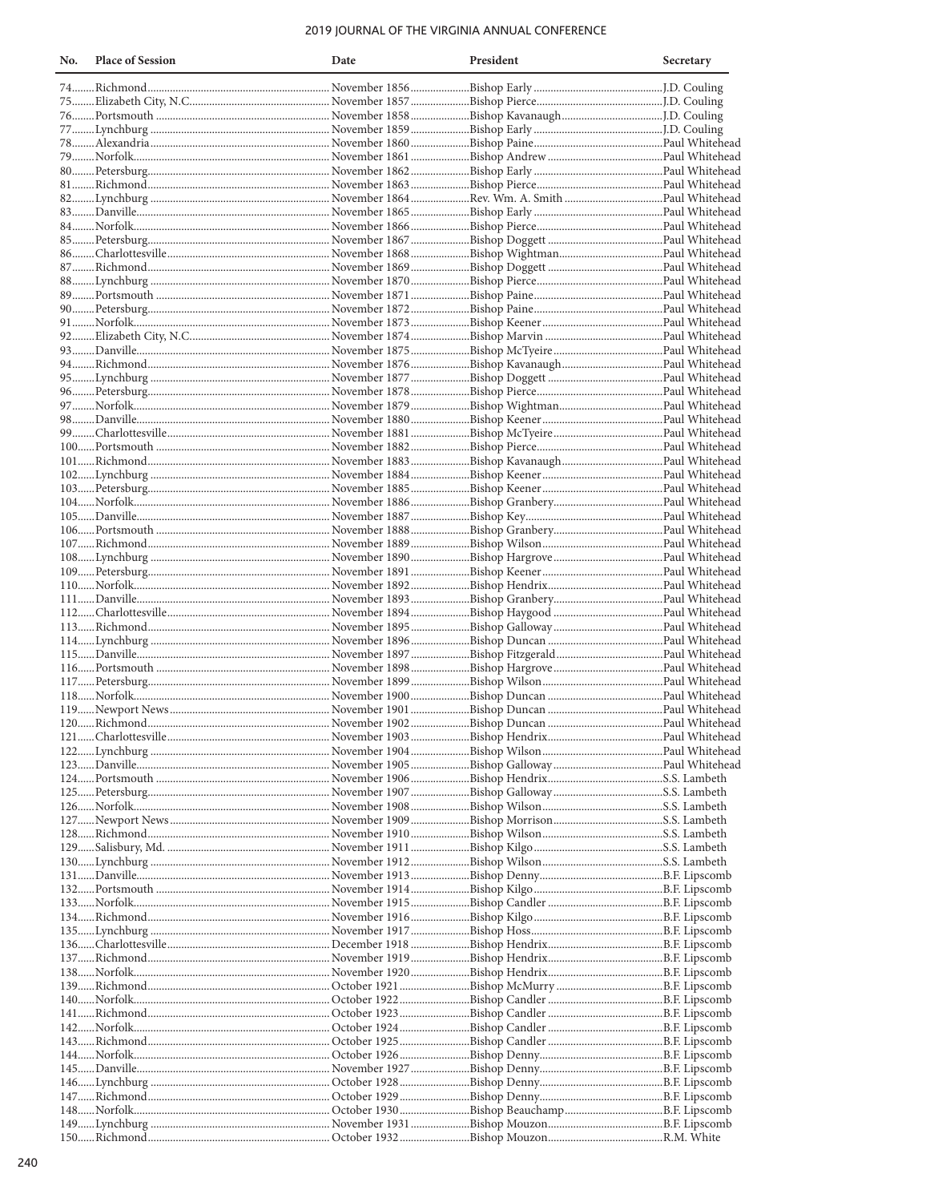| No. | Place of Session | Date | President | Secretary |
|---|---|---|---|---|
| 74 | Richmond | November 1856 | Bishop Early | J.D. Couling |
| 75 | Elizabeth City, N.C. | November 1857 | Bishop Pierce | J.D. Couling |
| 76 | Portsmouth | November 1858 | Bishop Kavanaugh | J.D. Couling |
| 77 | Lynchburg | November 1859 | Bishop Early | J.D. Couling |
| 78 | Alexandria | November 1860 | Bishop Paine | Paul Whitehead |
| 79 | Norfolk | November 1861 | Bishop Andrew | Paul Whitehead |
| 80 | Petersburg | November 1862 | Bishop Early | Paul Whitehead |
| 81 | Richmond | November 1863 | Bishop Pierce | Paul Whitehead |
| 82 | Lynchburg | November 1864 | Rev. Wm. A. Smith | Paul Whitehead |
| 83 | Danville | November 1865 | Bishop Early | Paul Whitehead |
| 84 | Norfolk | November 1866 | Bishop Pierce | Paul Whitehead |
| 85 | Petersburg | November 1867 | Bishop Doggett | Paul Whitehead |
| 86 | Charlottesville | November 1868 | Bishop Wightman | Paul Whitehead |
| 87 | Richmond | November 1869 | Bishop Doggett | Paul Whitehead |
| 88 | Lynchburg | November 1870 | Bishop Pierce | Paul Whitehead |
| 89 | Portsmouth | November 1871 | Bishop Paine | Paul Whitehead |
| 90 | Petersburg | November 1872 | Bishop Paine | Paul Whitehead |
| 91 | Norfolk | November 1873 | Bishop Keener | Paul Whitehead |
| 92 | Elizabeth City, N.C. | November 1874 | Bishop Marvin | Paul Whitehead |
| 93 | Danville | November 1875 | Bishop McTyeire | Paul Whitehead |
| 94 | Richmond | November 1876 | Bishop Kavanaugh | Paul Whitehead |
| 95 | Lynchburg | November 1877 | Bishop Doggett | Paul Whitehead |
| 96 | Petersburg | November 1878 | Bishop Pierce | Paul Whitehead |
| 97 | Norfolk | November 1879 | Bishop Wightman | Paul Whitehead |
| 98 | Danville | November 1880 | Bishop Keener | Paul Whitehead |
| 99 | Charlottesville | November 1881 | Bishop McTyeire | Paul Whitehead |
| 100 | Portsmouth | November 1882 | Bishop Pierce | Paul Whitehead |
| 101 | Richmond | November 1883 | Bishop Kavanaugh | Paul Whitehead |
| 102 | Lynchburg | November 1884 | Bishop Keener | Paul Whitehead |
| 103 | Petersburg | November 1885 | Bishop Keener | Paul Whitehead |
| 104 | Norfolk | November 1886 | Bishop Granbery | Paul Whitehead |
| 105 | Danville | November 1887 | Bishop Key | Paul Whitehead |
| 106 | Portsmouth | November 1888 | Bishop Granbery | Paul Whitehead |
| 107 | Richmond | November 1889 | Bishop Wilson | Paul Whitehead |
| 108 | Lynchburg | November 1890 | Bishop Hargrove | Paul Whitehead |
| 109 | Petersburg | November 1891 | Bishop Keener | Paul Whitehead |
| 110 | Norfolk | November 1892 | Bishop Hendrix | Paul Whitehead |
| 111 | Danville | November 1893 | Bishop Granbery | Paul Whitehead |
| 112 | Charlottesville | November 1894 | Bishop Haygood | Paul Whitehead |
| 113 | Richmond | November 1895 | Bishop Galloway | Paul Whitehead |
| 114 | Lynchburg | November 1896 | Bishop Duncan | Paul Whitehead |
| 115 | Danville | November 1897 | Bishop Fitzgerald | Paul Whitehead |
| 116 | Portsmouth | November 1898 | Bishop Hargrove | Paul Whitehead |
| 117 | Petersburg | November 1899 | Bishop Wilson | Paul Whitehead |
| 118 | Norfolk | November 1900 | Bishop Duncan | Paul Whitehead |
| 119 | Newport News | November 1901 | Bishop Duncan | Paul Whitehead |
| 120 | Richmond | November 1902 | Bishop Duncan | Paul Whitehead |
| 121 | Charlottesville | November 1903 | Bishop Hendrix | Paul Whitehead |
| 122 | Lynchburg | November 1904 | Bishop Wilson | Paul Whitehead |
| 123 | Danville | November 1905 | Bishop Galloway | Paul Whitehead |
| 124 | Portsmouth | November 1906 | Bishop Hendrix | S.S. Lambeth |
| 125 | Petersburg | November 1907 | Bishop Galloway | S.S. Lambeth |
| 126 | Norfolk | November 1908 | Bishop Wilson | S.S. Lambeth |
| 127 | Newport News | November 1909 | Bishop Morrison | S.S. Lambeth |
| 128 | Richmond | November 1910 | Bishop Wilson | S.S. Lambeth |
| 129 | Salisbury, Md. | November 1911 | Bishop Kilgo | S.S. Lambeth |
| 130 | Lynchburg | November 1912 | Bishop Wilson | S.S. Lambeth |
| 131 | Danville | November 1913 | Bishop Denny | B.F. Lipscomb |
| 132 | Portsmouth | November 1914 | Bishop Kilgo | B.F. Lipscomb |
| 133 | Norfolk | November 1915 | Bishop Candler | B.F. Lipscomb |
| 134 | Richmond | November 1916 | Bishop Kilgo | B.F. Lipscomb |
| 135 | Lynchburg | November 1917 | Bishop Hoss | B.F. Lipscomb |
| 136 | Charlottesville | December 1918 | Bishop Hendrix | B.F. Lipscomb |
| 137 | Richmond | November 1919 | Bishop Hendrix | B.F. Lipscomb |
| 138 | Norfolk | November 1920 | Bishop Hendrix | B.F. Lipscomb |
| 139 | Richmond | October 1921 | Bishop McMurry | B.F. Lipscomb |
| 140 | Norfolk | October 1922 | Bishop Candler | B.F. Lipscomb |
| 141 | Richmond | October 1923 | Bishop Candler | B.F. Lipscomb |
| 142 | Norfolk | October 1924 | Bishop Candler | B.F. Lipscomb |
| 143 | Richmond | October 1925 | Bishop Candler | B.F. Lipscomb |
| 144 | Norfolk | October 1926 | Bishop Denny | B.F. Lipscomb |
| 145 | Danville | November 1927 | Bishop Denny | B.F. Lipscomb |
| 146 | Lynchburg | October 1928 | Bishop Denny | B.F. Lipscomb |
| 147 | Richmond | October 1929 | Bishop Denny | B.F. Lipscomb |
| 148 | Norfolk | October 1930 | Bishop Beauchamp | B.F. Lipscomb |
| 149 | Lynchburg | November 1931 | Bishop Mouzon | B.F. Lipscomb |
| 150 | Richmond | October 1932 | Bishop Mouzon | R.M. White |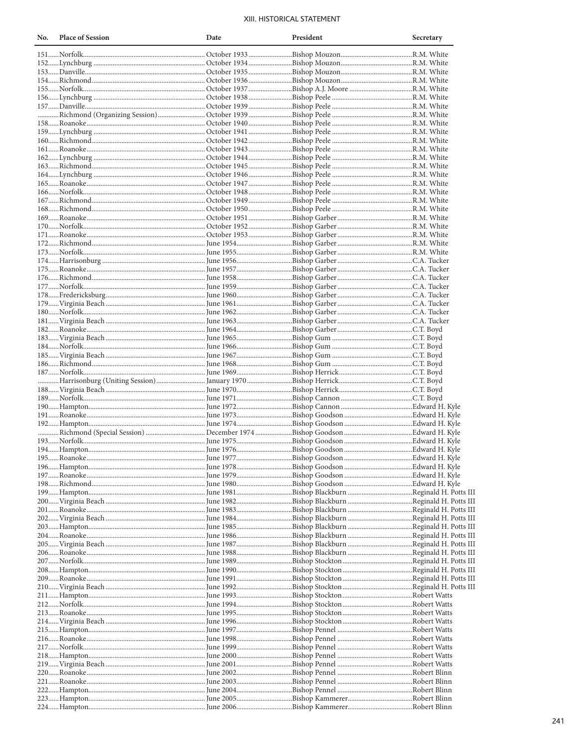## XIII. HISTORICAL STATEMENT

| No. | Place of Session | Date | President | Secretary |
|---|---|---|---|---|
| 151 | Norfolk | October 1933 | Bishop Mouzon | R.M. White |
| 152 | Lynchburg | October 1934 | Bishop Mouzon | R.M. White |
| 153 | Danville | October 1935 | Bishop Mouzon | R.M. White |
| 154 | Richmond | October 1936 | Bishop Mouzon | R.M. White |
| 155 | Norfolk | October 1937 | Bishop A.J. Moore | R.M. White |
| 156 | Lynchburg | October 1938 | Bishop Peele | R.M. White |
| 157 | Danville | October 1939 | Bishop Peele | R.M. White |
| | Richmond (Organizing Session) | October 1939 | Bishop Peele | R.M. White |
| 158 | Roanoke | October 1940 | Bishop Peele | R.M. White |
| 159 | Lynchburg | October 1941 | Bishop Peele | R.M. White |
| 160 | Richmond | October 1942 | Bishop Peele | R.M. White |
| 161 | Roanoke | October 1943 | Bishop Peele | R.M. White |
| 162 | Lynchburg | October 1944 | Bishop Peele | R.M. White |
| 163 | Richmond | October 1945 | Bishop Peele | R.M. White |
| 164 | Lynchburg | October 1946 | Bishop Peele | R.M. White |
| 165 | Roanoke | October 1947 | Bishop Peele | R.M. White |
| 166 | Norfolk | October 1948 | Bishop Peele | R.M. White |
| 167 | Richmond | October 1949 | Bishop Peele | R.M. White |
| 168 | Richmond | October 1950 | Bishop Peele | R.M. White |
| 169 | Roanoke | October 1951 | Bishop Garber | R.M. White |
| 170 | Norfolk | October 1952 | Bishop Garber | R.M. White |
| 171 | Roanoke | October 1953 | Bishop Garber | R.M. White |
| 172 | Richmond | June 1954 | Bishop Garber | R.M. White |
| 173 | Norfolk | June 1955 | Bishop Garber | R.M. White |
| 174 | Harrisonburg | June 1956 | Bishop Garber | C.A. Tucker |
| 175 | Roanoke | June 1957 | Bishop Garber | C.A. Tucker |
| 176 | Richmond | June 1958 | Bishop Garber | C.A. Tucker |
| 177 | Norfolk | June 1959 | Bishop Garber | C.A. Tucker |
| 178 | Fredericksburg | June 1960 | Bishop Garber | C.A. Tucker |
| 179 | Virginia Beach | June 1961 | Bishop Garber | C.A. Tucker |
| 180 | Norfolk | June 1962 | Bishop Garber | C.A. Tucker |
| 181 | Virginia Beach | June 1963 | Bishop Garber | C.A. Tucker |
| 182 | Roanoke | June 1964 | Bishop Garber | C.T. Boyd |
| 183 | Virginia Beach | June 1965 | Bishop Gum | C.T. Boyd |
| 184 | Norfolk | June 1966 | Bishop Gum | C.T. Boyd |
| 185 | Virginia Beach | June 1967 | Bishop Gum | C.T. Boyd |
| 186 | Richmond | June 1968 | Bishop Gum | C.T. Boyd |
| 187 | Norfolk | June 1969 | Bishop Herrick | C.T. Boyd |
| | Harrisonburg (Uniting Session) | January 1970 | Bishop Herrick | C.T. Boyd |
| 188 | Virginia Beach | June 1970 | Bishop Herrick | C.T. Boyd |
| 189 | Norfolk | June 1971 | Bishop Cannon | C.T. Boyd |
| 190 | Hampton | June 1972 | Bishop Cannon | Edward H. Kyle |
| 191 | Roanoke | June 1973 | Bishop Goodson | Edward H. Kyle |
| 192 | Hampton | June 1974 | Bishop Goodson | Edward H. Kyle |
| | Richmond (Special Session) | December 1974 | Bishop Goodson | Edward H. Kyle |
| 193 | Norfolk | June 1975 | Bishop Goodson | Edward H. Kyle |
| 194 | Hampton | June 1976 | Bishop Goodson | Edward H. Kyle |
| 195 | Roanoke | June 1977 | Bishop Goodson | Edward H. Kyle |
| 196 | Hampton | June 1978 | Bishop Goodson | Edward H. Kyle |
| 197 | Roanoke | June 1979 | Bishop Goodson | Edward H. Kyle |
| 198 | Richmond | June 1980 | Bishop Goodson | Edward H. Kyle |
| 199 | Hampton | June 1981 | Bishop Blackburn | Reginald H. Potts III |
| 200 | Virginia Beach | June 1982 | Bishop Blackburn | Reginald H. Potts III |
| 201 | Roanoke | June 1983 | Bishop Blackburn | Reginald H. Potts III |
| 202 | Virginia Beach | June 1984 | Bishop Blackburn | Reginald H. Potts III |
| 203 | Hampton | June 1985 | Bishop Blackburn | Reginald H. Potts III |
| 204 | Roanoke | June 1986 | Bishop Blackburn | Reginald H. Potts III |
| 205 | Virginia Beach | June 1987 | Bishop Blackburn | Reginald H. Potts III |
| 206 | Roanoke | June 1988 | Bishop Blackburn | Reginald H. Potts III |
| 207 | Norfolk | June 1989 | Bishop Stockton | Reginald H. Potts III |
| 208 | Hampton | June 1990 | Bishop Stockton | Reginald H. Potts III |
| 209 | Roanoke | June 1991 | Bishop Stockton | Reginald H. Potts III |
| 210 | Virginia Beach | June 1992 | Bishop Stockton | Reginald H. Potts III |
| 211 | Hampton | June 1993 | Bishop Stockton | Robert Watts |
| 212 | Norfolk | June 1994 | Bishop Stockton | Robert Watts |
| 213 | Roanoke | June 1995 | Bishop Stockton | Robert Watts |
| 214 | Virginia Beach | June 1996 | Bishop Stockton | Robert Watts |
| 215 | Hampton | June 1997 | Bishop Pennel | Robert Watts |
| 216 | Roanoke | June 1998 | Bishop Pennel | Robert Watts |
| 217 | Norfolk | June 1999 | Bishop Pennel | Robert Watts |
| 218 | Hampton | June 2000 | Bishop Pennel | Robert Watts |
| 219 | Virginia Beach | June 2001 | Bishop Pennel | Robert Watts |
| 220 | Roanoke | June 2002 | Bishop Pennel | Robert Blinn |
| 221 | Roanoke | June 2003 | Bishop Pennel | Robert Blinn |
| 222 | Hampton | June 2004 | Bishop Pennel | Robert Blinn |
| 223 | Hampton | June 2005 | Bishop Kammerer | Robert Blinn |
| 224 | Hampton | June 2006 | Bishop Kammerer | Robert Blinn |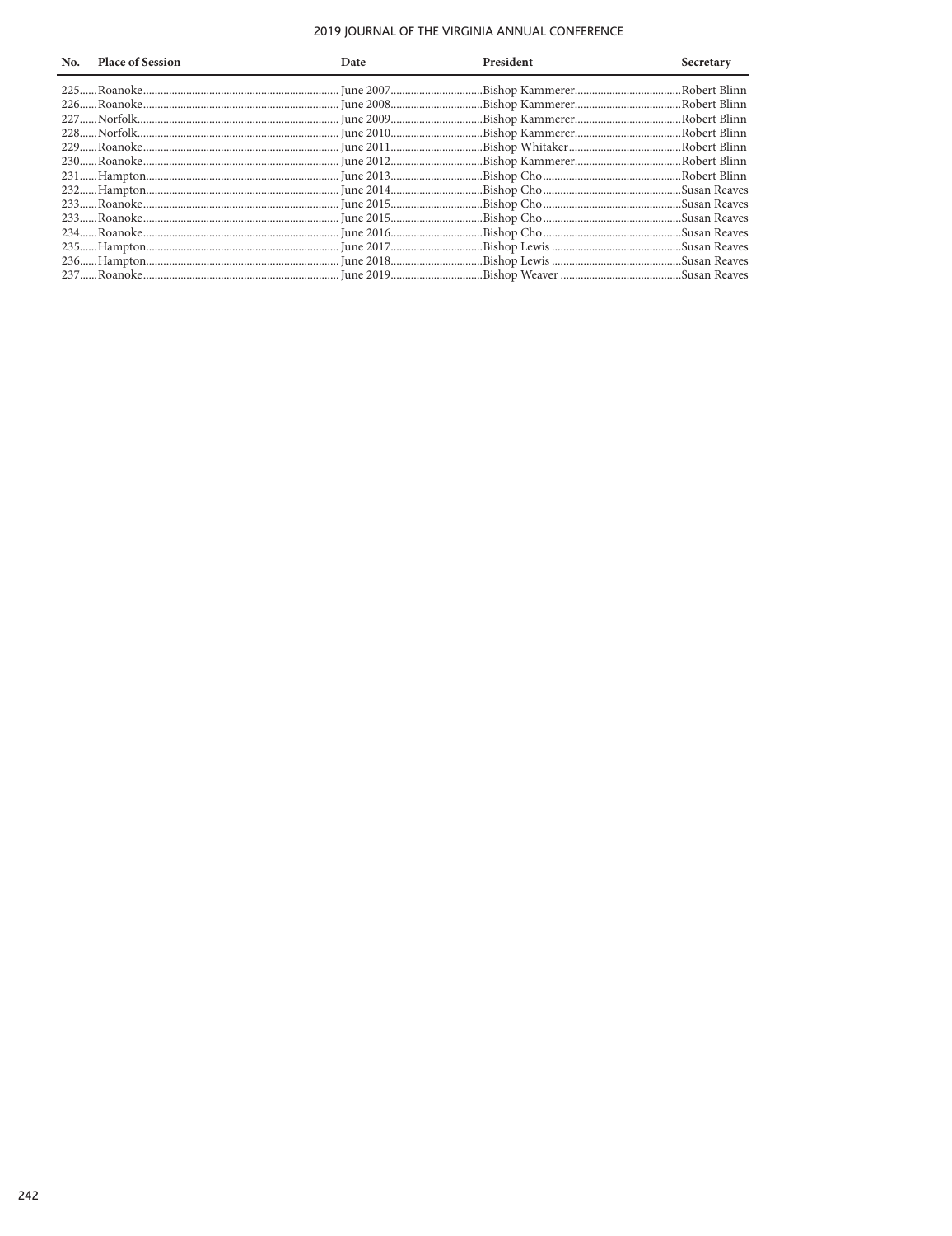| No. | Place of Session | Date | President | Secretary |
|---|---|---|---|---|
| 225 | Roanoke | June 2007 | Bishop Kammerer | Robert Blinn |
| 226 | Roanoke | June 2008 | Bishop Kammerer | Robert Blinn |
| 227 | Norfolk | June 2009 | Bishop Kammerer | Robert Blinn |
| 228 | Norfolk | June 2010 | Bishop Kammerer | Robert Blinn |
| 229 | Roanoke | June 2011 | Bishop Whitaker | Robert Blinn |
| 230 | Roanoke | June 2012 | Bishop Kammerer | Robert Blinn |
| 231 | Hampton | June 2013 | Bishop Cho | Robert Blinn |
| 232 | Hampton | June 2014 | Bishop Cho | Susan Reaves |
| 233 | Roanoke | June 2015 | Bishop Cho | Susan Reaves |
| 233 | Roanoke | June 2015 | Bishop Cho | Susan Reaves |
| 234 | Roanoke | June 2016 | Bishop Cho | Susan Reaves |
| 235 | Hampton | June 2017 | Bishop Lewis | Susan Reaves |
| 236 | Hampton | June 2018 | Bishop Lewis | Susan Reaves |
| 237 | Roanoke | June 2019 | Bishop Weaver | Susan Reaves |